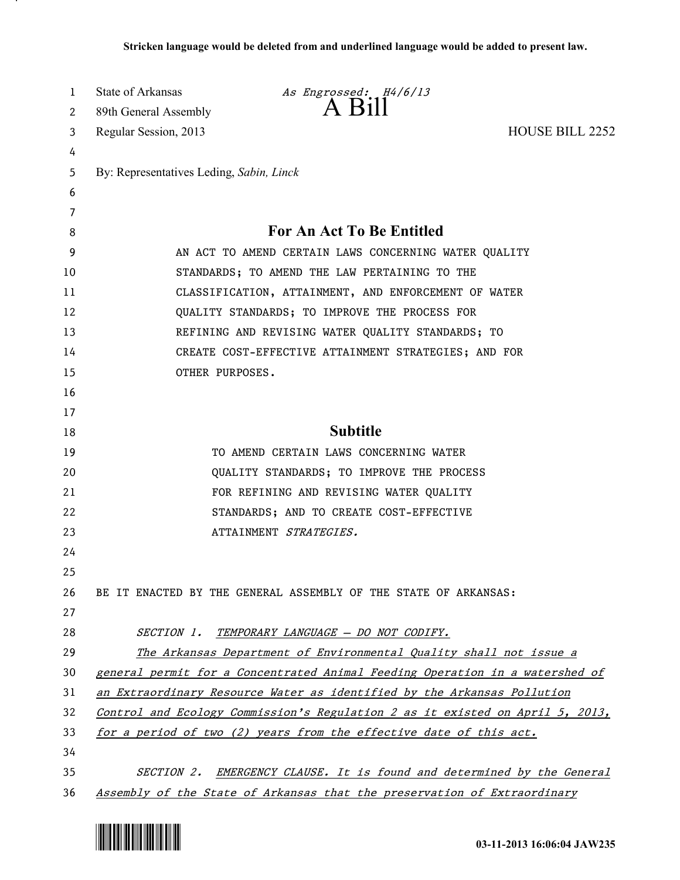Stricken language would be deleted from and underlined language would be added to present law.

State of Arkansas *As Engrossed: H4/6/13*

89th General Assembly

# A Bill

Regular Session, 2013 HOUSE BILL 2252

By: Representatives Leding, *Sabin, Linck*

## For An Act To Be Entitled

AN ACT TO AMEND CERTAIN LAWS CONCERNING WATER QUALITY STANDARDS; TO AMEND THE LAW PERTAINING TO THE CLASSIFICATION, ATTAINMENT, AND ENFORCEMENT OF WATER QUALITY STANDARDS; TO IMPROVE THE PROCESS FOR REFINING AND REVISING WATER QUALITY STANDARDS; TO CREATE COST-EFFECTIVE ATTAINMENT STRATEGIES; AND FOR OTHER PURPOSES.

## Subtitle

TO AMEND CERTAIN LAWS CONCERNING WATER QUALITY STANDARDS; TO IMPROVE THE PROCESS FOR REFINING AND REVISING WATER QUALITY STANDARDS; AND TO CREATE COST-EFFECTIVE ATTAINMENT *STRATEGIES.*

BE IT ENACTED BY THE GENERAL ASSEMBLY OF THE STATE OF ARKANSAS:

*SECTION 1. TEMPORARY LANGUAGE – DO NOT CODIFY.*

*The Arkansas Department of Environmental Quality shall not issue a general permit for a Concentrated Animal Feeding Operation in a watershed of an Extraordinary Resource Water as identified by the Arkansas Pollution Control and Ecology Commission's Regulation 2 as it existed on April 5, 2013, for a period of two (2) years from the effective date of this act.*

*SECTION 2. EMERGENCY CLAUSE. It is found and determined by the General Assembly of the State of Arkansas that the preservation of Extraordinary*

03-11-2013 16:06:04 JAW235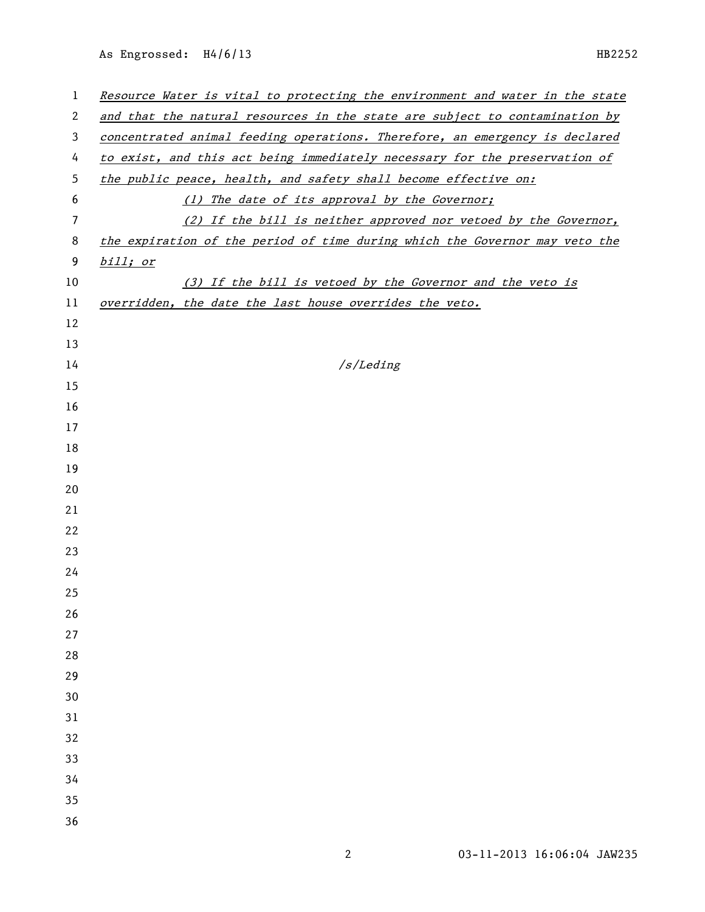*Resource Water is vital to protecting the environment and water in the state and that the natural resources in the state are subject to contamination by concentrated animal feeding operations. Therefore, an emergency is declared to exist, and this act being immediately necessary for the preservation of the public peace, health, and safety shall become effective on:*

*(1) The date of its approval by the Governor;*

*(2) If the bill is neither approved nor vetoed by the Governor, the expiration of the period of time during which the Governor may veto the bill; or*

*(3) If the bill is vetoed by the Governor and the veto is overridden, the date the last house overrides the veto.*

*/s/Leding*